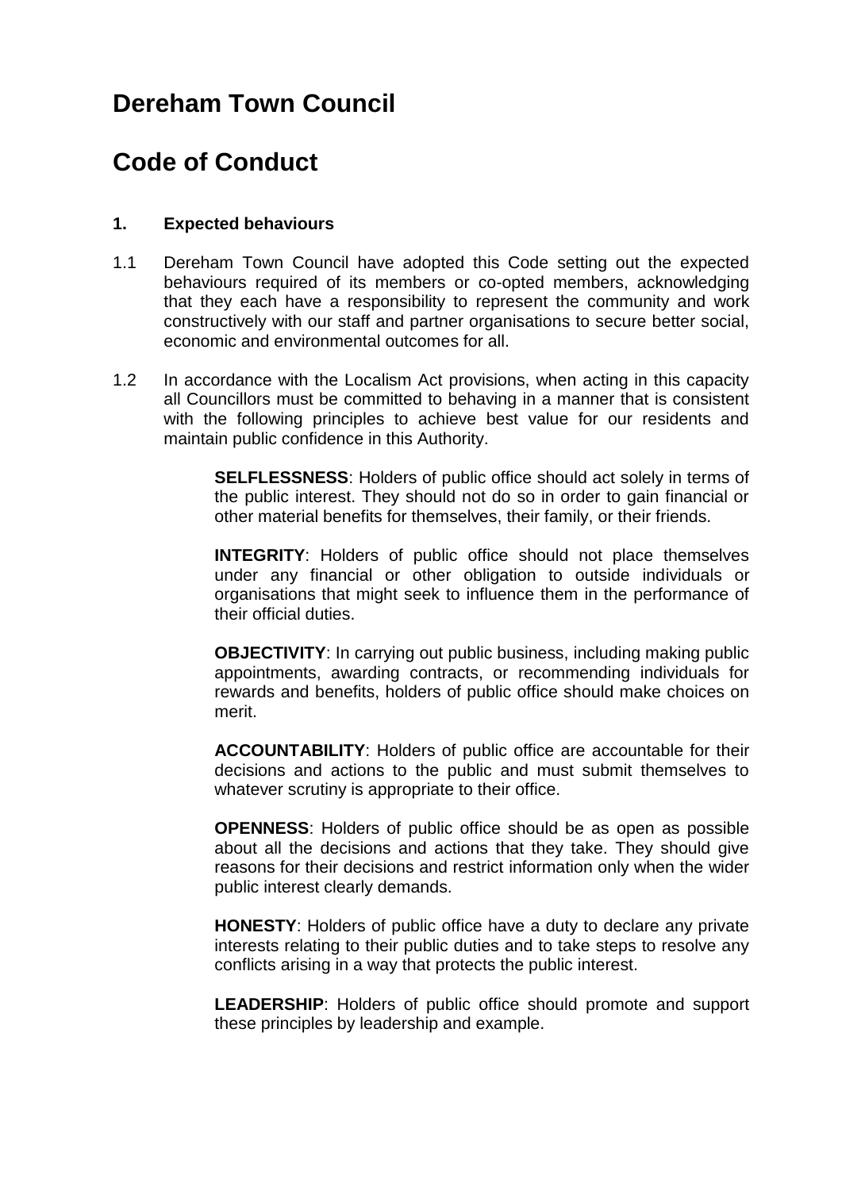# Dereham Town Council

# Code of Conduct

### 1. Expected behaviours

1.1 Dereham Town Council have adopted this Code setting out the expected behaviours required of its members or co-opted members, acknowledging that they each have a responsibility to represent the community and work constructively with our staff and partner organisations to secure better social, economic and environmental outcomes for all.

1.2 In accordance with the Localism Act provisions, when acting in this capacity all Councillors must be committed to behaving in a manner that is consistent with the following principles to achieve best value for our residents and maintain public confidence in this Authority.

**SELFLESSNESS**: Holders of public office should act solely in terms of the public interest. They should not do so in order to gain financial or other material benefits for themselves, their family, or their friends.

**INTEGRITY**: Holders of public office should not place themselves under any financial or other obligation to outside individuals or organisations that might seek to influence them in the performance of their official duties.

**OBJECTIVITY**: In carrying out public business, including making public appointments, awarding contracts, or recommending individuals for rewards and benefits, holders of public office should make choices on merit.

**ACCOUNTABILITY**: Holders of public office are accountable for their decisions and actions to the public and must submit themselves to whatever scrutiny is appropriate to their office.

**OPENNESS**: Holders of public office should be as open as possible about all the decisions and actions that they take. They should give reasons for their decisions and restrict information only when the wider public interest clearly demands.

**HONESTY**: Holders of public office have a duty to declare any private interests relating to their public duties and to take steps to resolve any conflicts arising in a way that protects the public interest.

**LEADERSHIP**: Holders of public office should promote and support these principles by leadership and example.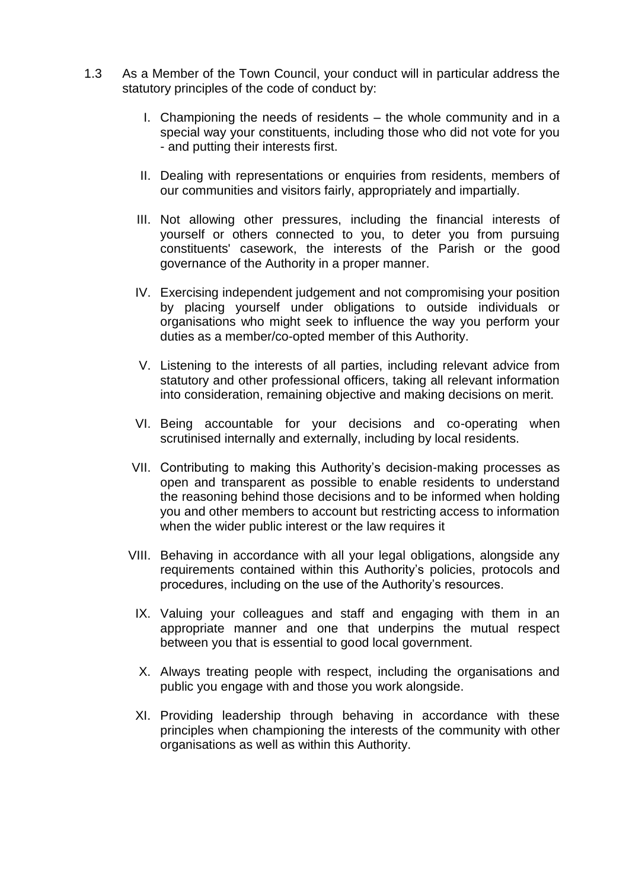1.3 As a Member of the Town Council, your conduct will in particular address the statutory principles of the code of conduct by:

I. Championing the needs of residents – the whole community and in a special way your constituents, including those who did not vote for you - and putting their interests first.

II. Dealing with representations or enquiries from residents, members of our communities and visitors fairly, appropriately and impartially.

III. Not allowing other pressures, including the financial interests of yourself or others connected to you, to deter you from pursuing constituents' casework, the interests of the Parish or the good governance of the Authority in a proper manner.

IV. Exercising independent judgement and not compromising your position by placing yourself under obligations to outside individuals or organisations who might seek to influence the way you perform your duties as a member/co-opted member of this Authority.

V. Listening to the interests of all parties, including relevant advice from statutory and other professional officers, taking all relevant information into consideration, remaining objective and making decisions on merit.

VI. Being accountable for your decisions and co-operating when scrutinised internally and externally, including by local residents.

VII. Contributing to making this Authority's decision-making processes as open and transparent as possible to enable residents to understand the reasoning behind those decisions and to be informed when holding you and other members to account but restricting access to information when the wider public interest or the law requires it

VIII. Behaving in accordance with all your legal obligations, alongside any requirements contained within this Authority's policies, protocols and procedures, including on the use of the Authority's resources.

IX. Valuing your colleagues and staff and engaging with them in an appropriate manner and one that underpins the mutual respect between you that is essential to good local government.

X. Always treating people with respect, including the organisations and public you engage with and those you work alongside.

XI. Providing leadership through behaving in accordance with these principles when championing the interests of the community with other organisations as well as within this Authority.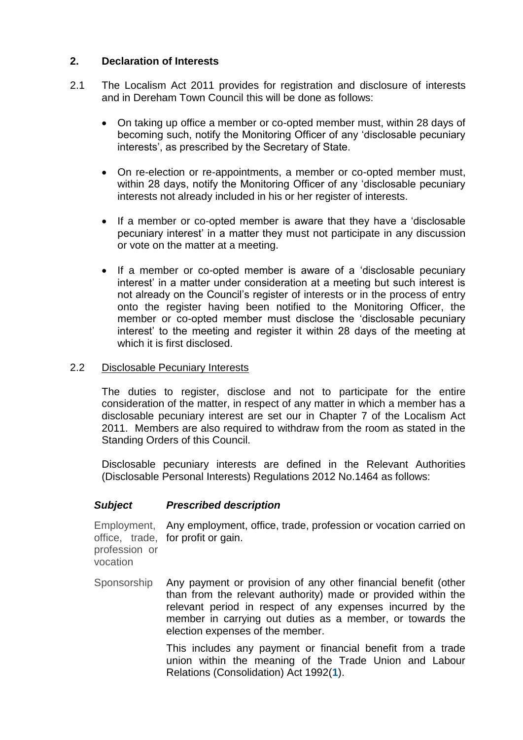## 2. Declaration of Interests

2.1 The Localism Act 2011 provides for registration and disclosure of interests and in Dereham Town Council this will be done as follows:

- On taking up office a member or co-opted member must, within 28 days of becoming such, notify the Monitoring Officer of any 'disclosable pecuniary interests', as prescribed by the Secretary of State.
- On re-election or re-appointments, a member or co-opted member must, within 28 days, notify the Monitoring Officer of any 'disclosable pecuniary interests not already included in his or her register of interests.
- If a member or co-opted member is aware that they have a 'disclosable pecuniary interest' in a matter they must not participate in any discussion or vote on the matter at a meeting.
- If a member or co-opted member is aware of a 'disclosable pecuniary interest' in a matter under consideration at a meeting but such interest is not already on the Council's register of interests or in the process of entry onto the register having been notified to the Monitoring Officer, the member or co-opted member must disclose the 'disclosable pecuniary interest' to the meeting and register it within 28 days of the meeting at which it is first disclosed.

2.2 Disclosable Pecuniary Interests

The duties to register, disclose and not to participate for the entire consideration of the matter, in respect of any matter in which a member has a disclosable pecuniary interest are set our in Chapter 7 of the Localism Act 2011. Members are also required to withdraw from the room as stated in the Standing Orders of this Council.

Disclosable pecuniary interests are defined in the Relevant Authorities (Disclosable Personal Interests) Regulations 2012 No.1464 as follows:

| ***Subject*** | ***Prescribed description*** |
|---|---|
| Employment, office, trade, profession or vocation | Any employment, office, trade, profession or vocation carried on for profit or gain. |
| Sponsorship | Any payment or provision of any other financial benefit (other than from the relevant authority) made or provided within the relevant period in respect of any expenses incurred by the member in carrying out duties as a member, or towards the election expenses of the member.<br><br>This includes any payment or financial benefit from a trade union within the meaning of the Trade Union and Labour Relations (Consolidation) Act 1992(1). |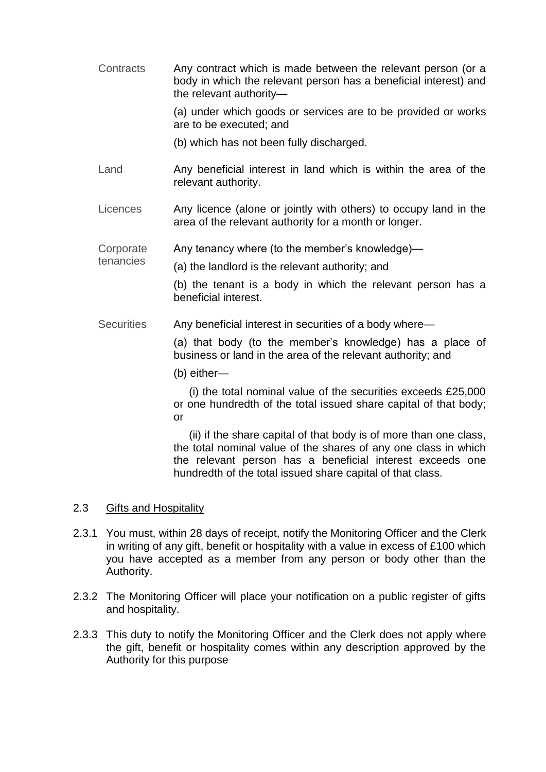| | |
|---|---|
| Contracts | Any contract which is made between the relevant person (or a body in which the relevant person has a beneficial interest) and the relevant authority—<br><br>(a) under which goods or services are to be provided or works are to be executed; and<br><br>(b) which has not been fully discharged. |
| Land | Any beneficial interest in land which is within the area of the relevant authority. |
| Licences | Any licence (alone or jointly with others) to occupy land in the area of the relevant authority for a month or longer. |
| Corporate tenancies | Any tenancy where (to the member's knowledge)—<br><br>(a) the landlord is the relevant authority; and<br><br>(b) the tenant is a body in which the relevant person has a beneficial interest. |
| Securities | Any beneficial interest in securities of a body where—<br><br>(a) that body (to the member's knowledge) has a place of business or land in the area of the relevant authority; and<br><br>(b) either—<br><br>(i) the total nominal value of the securities exceeds £25,000 or one hundredth of the total issued share capital of that body; or<br><br>(ii) if the share capital of that body is of more than one class, the total nominal value of the shares of any one class in which the relevant person has a beneficial interest exceeds one hundredth of the total issued share capital of that class. |

### 2.3 Gifts and Hospitality

2.3.1 You must, within 28 days of receipt, notify the Monitoring Officer and the Clerk in writing of any gift, benefit or hospitality with a value in excess of £100 which you have accepted as a member from any person or body other than the Authority.

2.3.2 The Monitoring Officer will place your notification on a public register of gifts and hospitality.

2.3.3 This duty to notify the Monitoring Officer and the Clerk does not apply where the gift, benefit or hospitality comes within any description approved by the Authority for this purpose